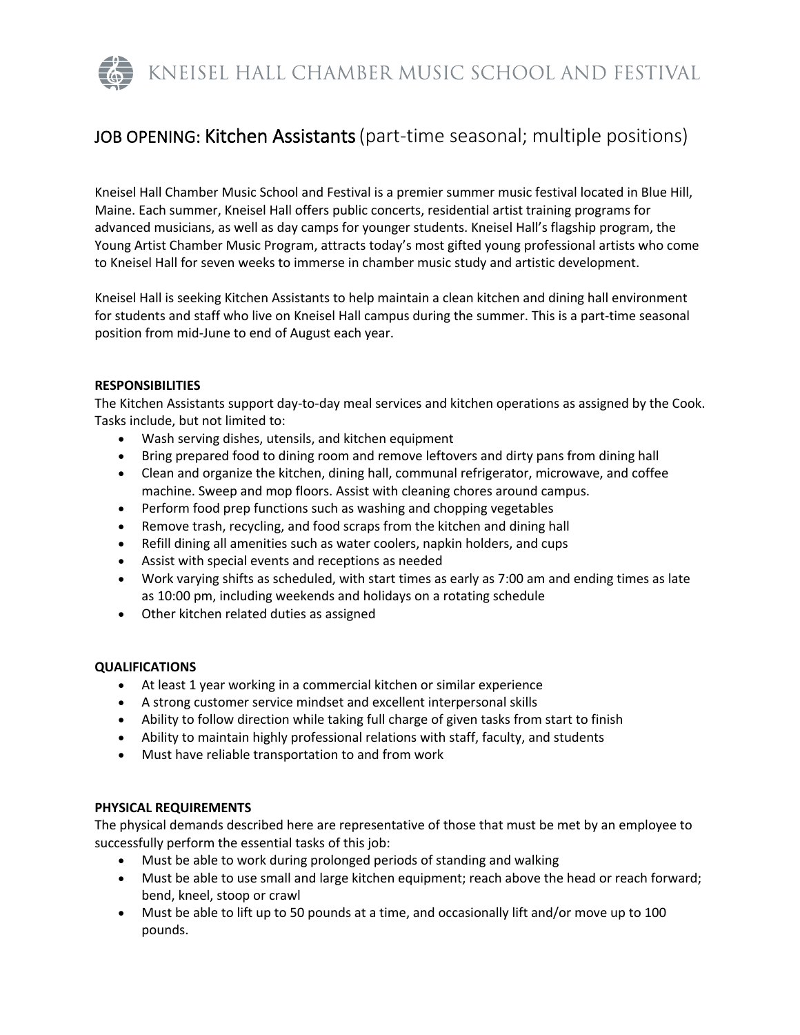# KNEISEL HALL CHAMBER MUSIC SCHOOL AND FESTIVAL

## JOB OPENING: Kitchen Assistants (part-time seasonal; multiple positions)

Kneisel Hall Chamber Music School and Festival is a premier summer music festival located in Blue Hill, Maine. Each summer, Kneisel Hall offers public concerts, residential artist training programs for advanced musicians, as well as day camps for younger students. Kneisel Hall's flagship program, the Young Artist Chamber Music Program, attracts today's most gifted young professional artists who come to Kneisel Hall for seven weeks to immerse in chamber music study and artistic development.

Kneisel Hall is seeking Kitchen Assistants to help maintain a clean kitchen and dining hall environment for students and staff who live on Kneisel Hall campus during the summer. This is a part-time seasonal position from mid-June to end of August each year.

**RESPONSIBILITIES**

The Kitchen Assistants support day-to-day meal services and kitchen operations as assigned by the Cook. Tasks include, but not limited to:

- Wash serving dishes, utensils, and kitchen equipment
- Bring prepared food to dining room and remove leftovers and dirty pans from dining hall
- Clean and organize the kitchen, dining hall, communal refrigerator, microwave, and coffee machine. Sweep and mop floors. Assist with cleaning chores around campus.
- Perform food prep functions such as washing and chopping vegetables
- Remove trash, recycling, and food scraps from the kitchen and dining hall
- Refill dining all amenities such as water coolers, napkin holders, and cups
- Assist with special events and receptions as needed
- Work varying shifts as scheduled, with start times as early as 7:00 am and ending times as late as 10:00 pm, including weekends and holidays on a rotating schedule
- Other kitchen related duties as assigned

**QUALIFICATIONS**

- At least 1 year working in a commercial kitchen or similar experience
- A strong customer service mindset and excellent interpersonal skills
- Ability to follow direction while taking full charge of given tasks from start to finish
- Ability to maintain highly professional relations with staff, faculty, and students
- Must have reliable transportation to and from work

**PHYSICAL REQUIREMENTS**

The physical demands described here are representative of those that must be met by an employee to successfully perform the essential tasks of this job:

- Must be able to work during prolonged periods of standing and walking
- Must be able to use small and large kitchen equipment; reach above the head or reach forward; bend, kneel, stoop or crawl
- Must be able to lift up to 50 pounds at a time, and occasionally lift and/or move up to 100 pounds.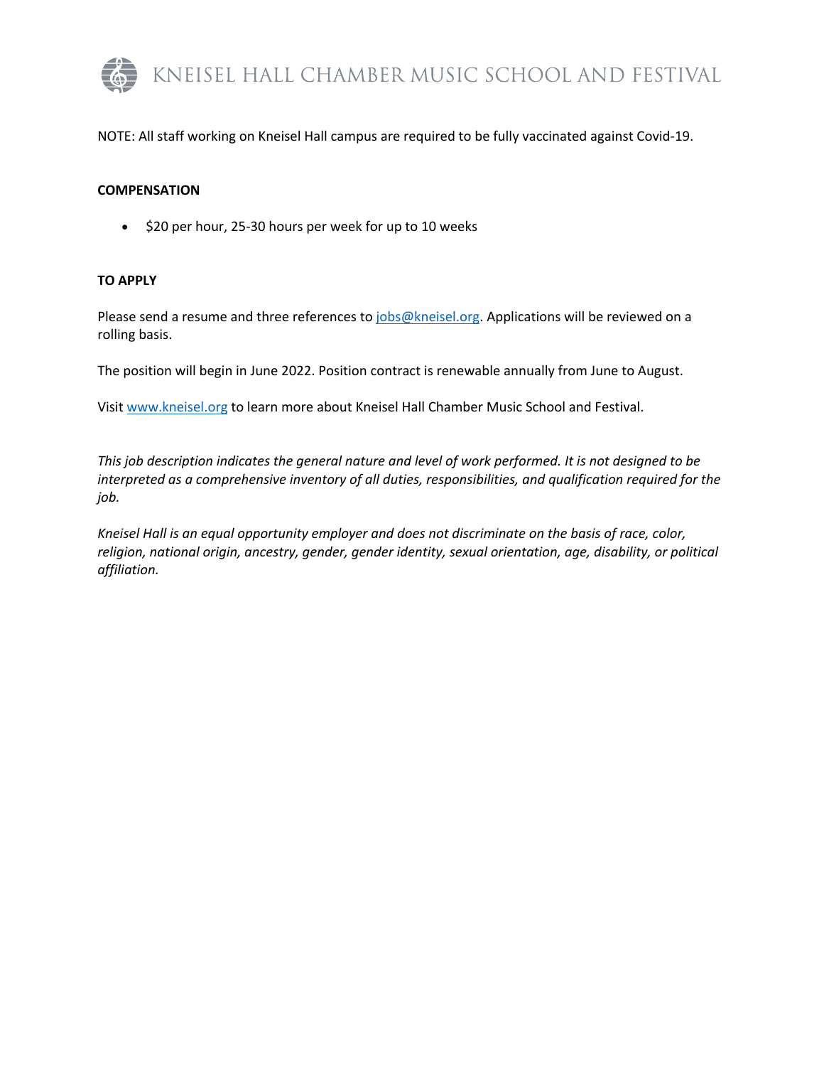NOTE: All staff working on Kneisel Hall campus are required to be fully vaccinated against Covid-19.

**COMPENSATION**

- $20 per hour, 25-30 hours per week for up to 10 weeks

**TO APPLY**

Please send a resume and three references to jobs@kneisel.org. Applications will be reviewed on a rolling basis.

The position will begin in June 2022. Position contract is renewable annually from June to August.

Visit www.kneisel.org to learn more about Kneisel Hall Chamber Music School and Festival.

*This job description indicates the general nature and level of work performed. It is not designed to be interpreted as a comprehensive inventory of all duties, responsibilities, and qualification required for the job.*

*Kneisel Hall is an equal opportunity employer and does not discriminate on the basis of race, color, religion, national origin, ancestry, gender, gender identity, sexual orientation, age, disability, or political affiliation.*